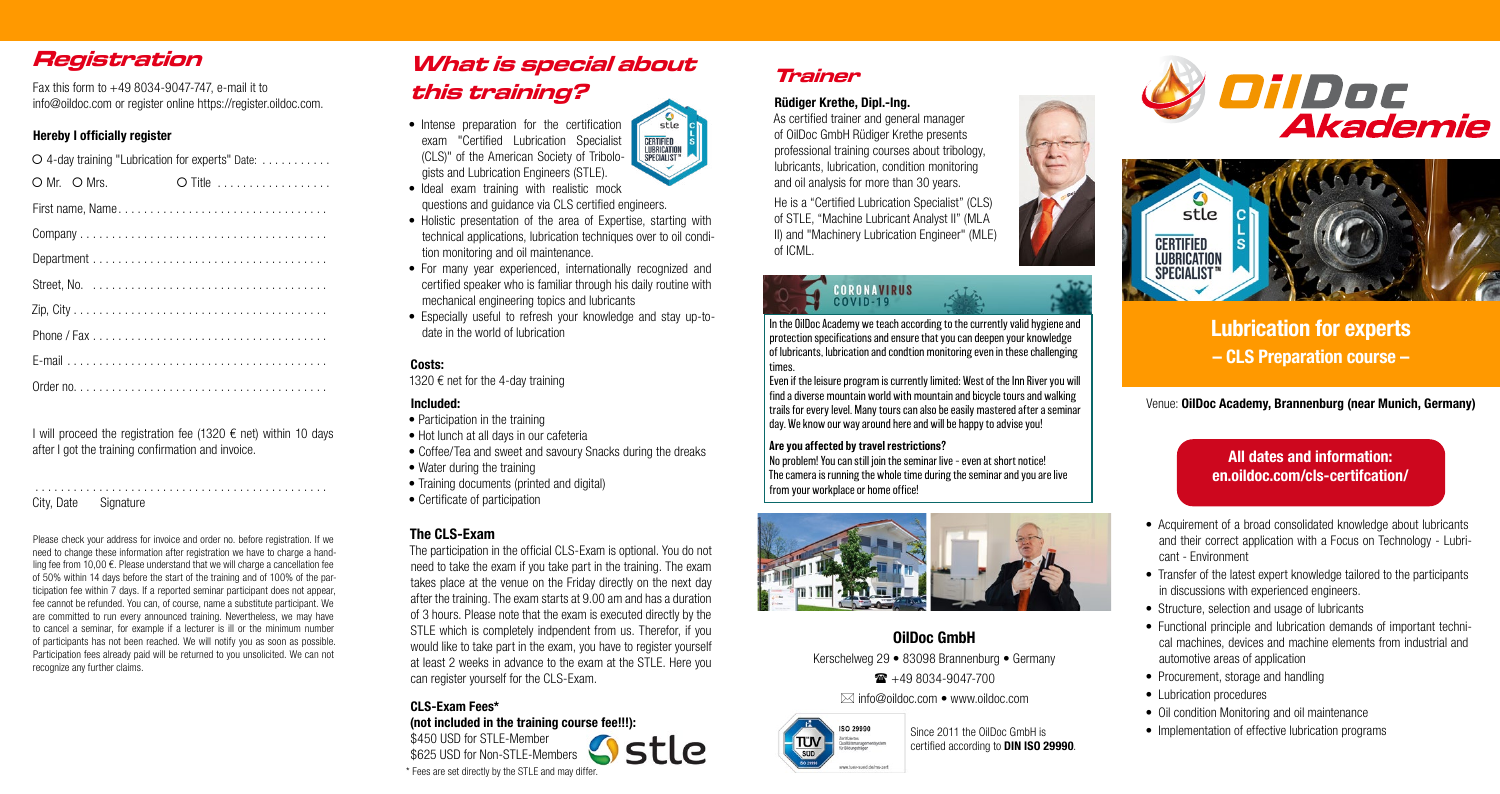## Registration

Fax this form to +49 8034-9047-747, e-mail it to info@oildoc.com or register online https://register.oildoc.com.

**Hereby I officially register**

O 4-day training "Lubrication for experts" Date: . . . . . . . . . . .

O Mr. O Mrs. O Title . . . . . . . . . . . . . . . . .

First name, Name. . . . . . . . . . . . . . . . . . . . . . . . . . . . . . . . .

Company . . . . . . . . . . . . . . . . . . . . . . . . . . . . . . . . . . . . . .

Department . . . . . . . . . . . . . . . . . . . . . . . . . . . . . . . . . . . .

Street, No. . . . . . . . . . . . . . . . . . . . . . . . . . . . . . . . . . . . .

Zip, City . . . . . . . . . . . . . . . . . . . . . . . . . . . . . . . . . . . . . .

Phone / Fax . . . . . . . . . . . . . . . . . . . . . . . . . . . . . . . . . . . .

E-mail . . . . . . . . . . . . . . . . . . . . . . . . . . . . . . . . . . . . . . . .

Order no. . . . . . . . . . . . . . . . . . . . . . . . . . . . . . . . . . . . . . .

I will proceed the registration fee (1320 € net) within 10 days after I got the training confirmation and invoice.

. . . . . . . . . . . . . . . . . . . . . . . . . . . . . . . . . . . . . . . . . . . . .
City, Date Signature

Please check your address for invoice and order no. before registration. If we need to change these information after registration we have to charge a handling fee from 10,00 €. Please understand that we will charge a cancellation fee of 50% within 14 days before the start of the training and of 100% of the participation fee within 7 days. If a reported seminar participant does not appear, fee cannot be refunded. You can, of course, name a substitute participant. We are committed to run every announced training. Nevertheless, we may have to cancel a seminar, for example if a lecturer is ill or the minimum number of participants has not been reached. We will notify you as soon as possible. Participation fees already paid will be returned to you unsolicited. We can not recognize any further claims.

## What is special about this training?

- Intense preparation for the certification exam "Certified Lubrication Specialist (CLS)" of the American Society of Tribologists and Lubrication Engineers (STLE).
- Ideal exam training with realistic mock questions and guidance via CLS certified engineers.
- Holistic presentation of the area of Expertise, starting with technical applications, lubrication techniques over to oil condition monitoring and oil maintenance.
- For many year experienced, internationally recognized and certified speaker who is familiar through his daily routine with mechanical engineering topics and lubricants
- Especially useful to refresh your knowledge and stay up-to-date in the world of lubrication

### Costs:

1320 € net for the 4-day training

### Included:

- Participation in the training
- Hot lunch at all days in our cafeteria
- Coffee/Tea and sweet and savoury Snacks during the dreaks
- Water during the training
- Training documents (printed and digital)
- Certificate of participation

### The CLS-Exam

The participation in the official CLS-Exam is optional. You do not need to take the exam if you take part in the training. The exam takes place at the venue on the Friday directly on the next day after the training. The exam starts at 9.00 am and has a duration of 3 hours. Please note that the exam is executed directly by the STLE which is completely indpendent from us. Therefor, if you would like to take part in the exam, you have to register yourself at least 2 weeks in advance to the exam at the STLE. Here you can register yourself for the CLS-Exam.

### CLS-Exam Fees*

**(not included in the training course fee!!!):**

$450 USD for STLE-Member
$625 USD for Non-STLE-Members

\* Fees are set directly by the STLE and may differ.

## Trainer

**Rüdiger Krethe, Dipl.-Ing.**

As certified trainer and general manager of OilDoc GmbH Rüdiger Krethe presents professional training courses about tribology, lubricants, lubrication, condition monitoring and oil analysis for more than 30 years.

He is a "Certified Lubrication Specialist" (CLS) of STLE, "Machine Lubricant Analyst II" (MLA II) and "Machinery Lubrication Engineer" (MLE) of ICML.

**CORONAVIRUS COVID-19**

In the OilDoc Academy we teach according to the currently valid hygiene and protection specifications and ensure that you can deepen your knowledge of lubricants, lubrication and condtion monitoring even in these challenging times.

Even if the leisure program is currently limited: West of the Inn River you will find a diverse mountain world with mountain and bicycle tours and walking trails for every level. Many tours can also be easily mastered after a seminar day. We know our way around here and will be happy to advise you!

**Are you affected by travel restrictions?**

No problem! You can still join the seminar live - even at short notice! The camera is running the whole time during the seminar and you are live from your workplace or home office!

### OilDoc GmbH

Kerschelweg 29 • 83098 Brannenburg • Germany

☎ +49 8034-9047-700

info@oildoc.com • www.oildoc.com

Since 2011 the OilDoc GmbH is certified according to **DIN ISO 29990**.

# OilDoc Akademie

# Lubrication for experts

## – CLS Preparation course –

Venue: **OilDoc Academy, Brannenburg (near Munich, Germany)**

**All dates and information: en.oildoc.com/cls-certifcation/**

- Acquirement of a broad consolidated knowledge about lubricants and their correct application with a Focus on Technology - Lubricant - Environment
- Transfer of the latest expert knowledge tailored to the participants in discussions with experienced engineers.
- Structure, selection and usage of lubricants
- Functional principle and lubrication demands of important technical machines, devices and machine elements from industrial and automotive areas of application
- Procurement, storage and handling
- Lubrication procedures
- Oil condition Monitoring and oil maintenance
- Implementation of effective lubrication programs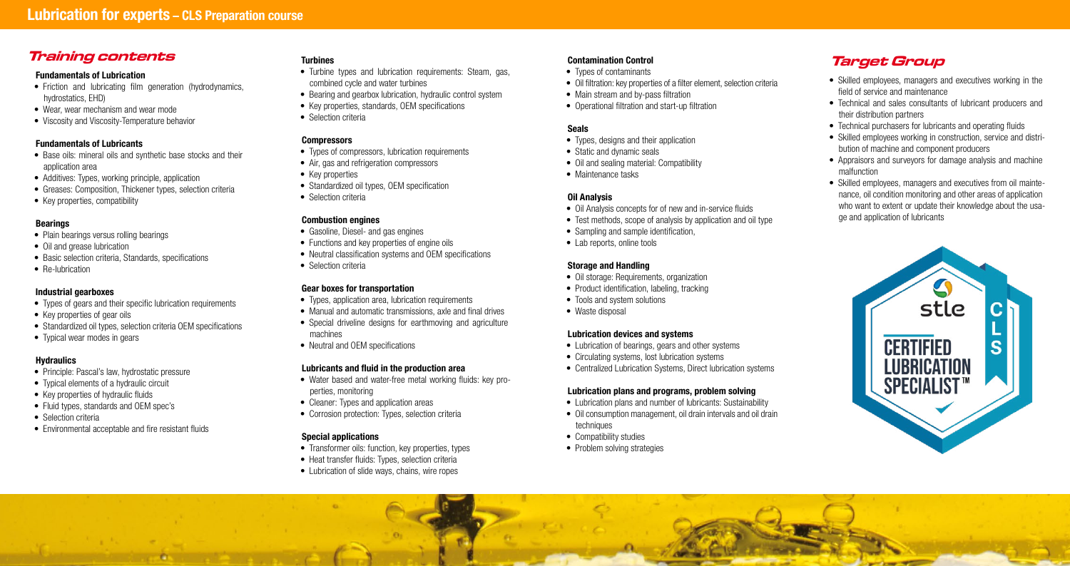# Lubrication for experts – CLS Preparation course

## Training contents

### Fundamentals of Lubrication

- Friction and lubricating film generation (hydrodynamics, hydrostatics, EHD)
- Wear, wear mechanism and wear mode
- Viscosity and Viscosity-Temperature behavior

### Fundamentals of Lubricants

- Base oils: mineral oils and synthetic base stocks and their application area
- Additives: Types, working principle, application
- Greases: Composition, Thickener types, selection criteria
- Key properties, compatibility

### Bearings

- Plain bearings versus rolling bearings
- Oil and grease lubrication
- Basic selection criteria, Standards, specifications
- Re-lubrication

### Industrial gearboxes

- Types of gears and their specific lubrication requirements
- Key properties of gear oils
- Standardized oil types, selection criteria OEM specifications
- Typical wear modes in gears

### Hydraulics

- Principle: Pascal's law, hydrostatic pressure
- Typical elements of a hydraulic circuit
- Key properties of hydraulic fluids
- Fluid types, standards and OEM spec's
- Selection criteria
- Environmental acceptable and fire resistant fluids

### Turbines

- Turbine types and lubrication requirements: Steam, gas, combined cycle and water turbines
- Bearing and gearbox lubrication, hydraulic control system
- Key properties, standards, OEM specifications
- Selection criteria

### Compressors

- Types of compressors, lubrication requirements
- Air, gas and refrigeration compressors
- Key properties
- Standardized oil types, OEM specification
- Selection criteria

### Combustion engines

- Gasoline, Diesel- and gas engines
- Functions and key properties of engine oils
- Neutral classification systems and OEM specifications
- Selection criteria

### Gear boxes for transportation

- Types, application area, lubrication requirements
- Manual and automatic transmissions, axle and final drives
- Special driveline designs for earthmoving and agriculture machines
- Neutral and OEM specifications

### Lubricants and fluid in the production area

- Water based and water-free metal working fluids: key properties, monitoring
- Cleaner: Types and application areas
- Corrosion protection: Types, selection criteria

### Special applications

- Transformer oils: function, key properties, types
- Heat transfer fluids: Types, selection criteria
- Lubrication of slide ways, chains, wire ropes

### Contamination Control

- Types of contaminants
- Oil filtration: key properties of a filter element, selection criteria
- Main stream and by-pass filtration
- Operational filtration and start-up filtration

### Seals

- Types, designs and their application
- Static and dynamic seals
- Oil and sealing material: Compatibility
- Maintenance tasks

### Oil Analysis

- Oil Analysis concepts for of new and in-service fluids
- Test methods, scope of analysis by application and oil type
- Sampling and sample identification,
- Lab reports, online tools

### Storage and Handling

- Oil storage: Requirements, organization
- Product identification, labeling, tracking
- Tools and system solutions
- Waste disposal

### Lubrication devices and systems

- Lubrication of bearings, gears and other systems
- Circulating systems, lost lubrication systems
- Centralized Lubrication Systems, Direct lubrication systems

### Lubrication plans and programs, problem solving

- Lubrication plans and number of lubricants: Sustainability
- Oil consumption management, oil drain intervals and oil drain techniques
- Compatibility studies
- Problem solving strategies

## Target Group

- Skilled employees, managers and executives working in the field of service and maintenance
- Technical and sales consultants of lubricant producers and their distribution partners
- Technical purchasers for lubricants and operating fluids
- Skilled employees working in construction, service and distribution of machine and component producers
- Appraisors and surveyors for damage analysis and machine malfunction
- Skilled employees, managers and executives from oil maintenance, oil condition monitoring and other areas of application who want to extent or update their knowledge about the usage and application of lubricants

stle

CERTIFIED LUBRICATION SPECIALIST™

CLS